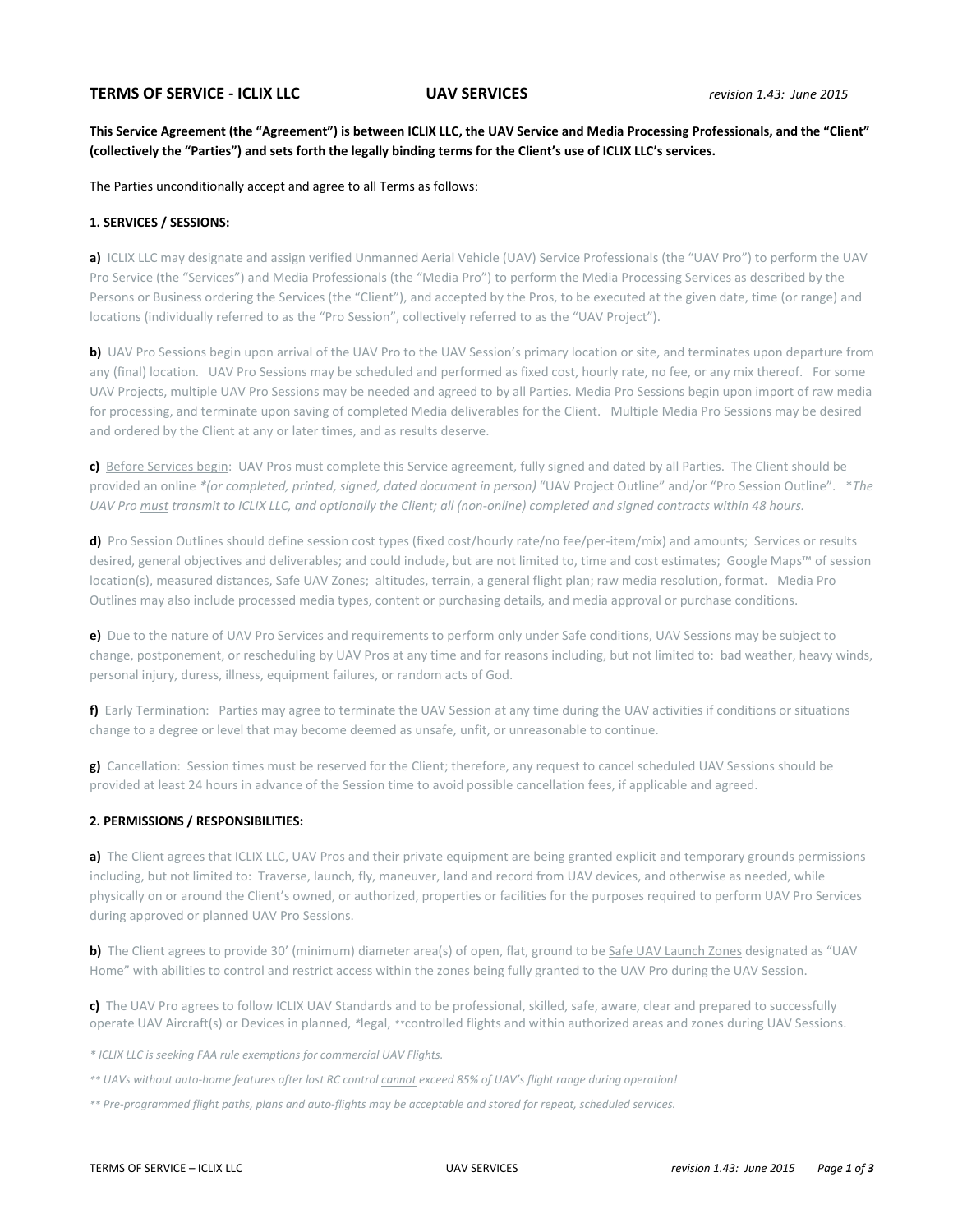# TERMS OF SERVICE - ICLIX LLC UAV SERVICES *revision 1.43: June 2015*

**This Service Agreement (the "Agreement") is between ICLIX LLC, the UAV Service and Media Processing Professionals, and the "Client" (collectively the "Parties") and sets forth the legally binding terms for the Client's use of ICLIX LLC's services.**

The Parties unconditionally accept and agree to all Terms as follows:

## 1. SERVICES / SESSIONS:

**a)** ICLIX LLC may designate and assign verified Unmanned Aerial Vehicle (UAV) Service Professionals (the "UAV Pro") to perform the UAV Pro Service (the "Services") and Media Professionals (the "Media Pro") to perform the Media Processing Services as described by the Persons or Business ordering the Services (the "Client"), and accepted by the Pros, to be executed at the given date, time (or range) and locations (individually referred to as the "Pro Session", collectively referred to as the "UAV Project").

**b)** UAV Pro Sessions begin upon arrival of the UAV Pro to the UAV Session's primary location or site, and terminates upon departure from any (final) location. UAV Pro Sessions may be scheduled and performed as fixed cost, hourly rate, no fee, or any mix thereof. For some UAV Projects, multiple UAV Pro Sessions may be needed and agreed to by all Parties. Media Pro Sessions begin upon import of raw media for processing, and terminate upon saving of completed Media deliverables for the Client. Multiple Media Pro Sessions may be desired and ordered by the Client at any or later times, and as results deserve.

**c)** Before Services begin: UAV Pros must complete this Service agreement, fully signed and dated by all Parties. The Client should be provided an online *\*(or completed, printed, signed, dated document in person)* "UAV Project Outline" and/or "Pro Session Outline". \**The UAV Pro must transmit to ICLIX LLC, and optionally the Client; all (non-online) completed and signed contracts within 48 hours.*

**d)** Pro Session Outlines should define session cost types (fixed cost/hourly rate/no fee/per-item/mix) and amounts; Services or results desired, general objectives and deliverables; and could include, but are not limited to, time and cost estimates; Google Maps™ of session location(s), measured distances, Safe UAV Zones; altitudes, terrain, a general flight plan; raw media resolution, format. Media Pro Outlines may also include processed media types, content or purchasing details, and media approval or purchase conditions.

**e)** Due to the nature of UAV Pro Services and requirements to perform only under Safe conditions, UAV Sessions may be subject to change, postponement, or rescheduling by UAV Pros at any time and for reasons including, but not limited to: bad weather, heavy winds, personal injury, duress, illness, equipment failures, or random acts of God.

**f)** Early Termination: Parties may agree to terminate the UAV Session at any time during the UAV activities if conditions or situations change to a degree or level that may become deemed as unsafe, unfit, or unreasonable to continue.

**g)** Cancellation: Session times must be reserved for the Client; therefore, any request to cancel scheduled UAV Sessions should be provided at least 24 hours in advance of the Session time to avoid possible cancellation fees, if applicable and agreed.

## 2. PERMISSIONS / RESPONSIBILITIES:

**a)** The Client agrees that ICLIX LLC, UAV Pros and their private equipment are being granted explicit and temporary grounds permissions including, but not limited to: Traverse, launch, fly, maneuver, land and record from UAV devices, and otherwise as needed, while physically on or around the Client's owned, or authorized, properties or facilities for the purposes required to perform UAV Pro Services during approved or planned UAV Pro Sessions.

**b)** The Client agrees to provide 30' (minimum) diameter area(s) of open, flat, ground to be Safe UAV Launch Zones designated as "UAV Home" with abilities to control and restrict access within the zones being fully granted to the UAV Pro during the UAV Session.

**c)** The UAV Pro agrees to follow ICLIX UAV Standards and to be professional, skilled, safe, aware, clear and prepared to successfully operate UAV Aircraft(s) or Devices in planned, \*legal, \*\*controlled flights and within authorized areas and zones during UAV Sessions.

*\* ICLIX LLC is seeking FAA rule exemptions for commercial UAV Flights.*

*\*\* UAVs without auto-home features after lost RC control cannot exceed 85% of UAV's flight range during operation!*

*\*\* Pre-programmed flight paths, plans and auto-flights may be acceptable and stored for repeat, scheduled services.*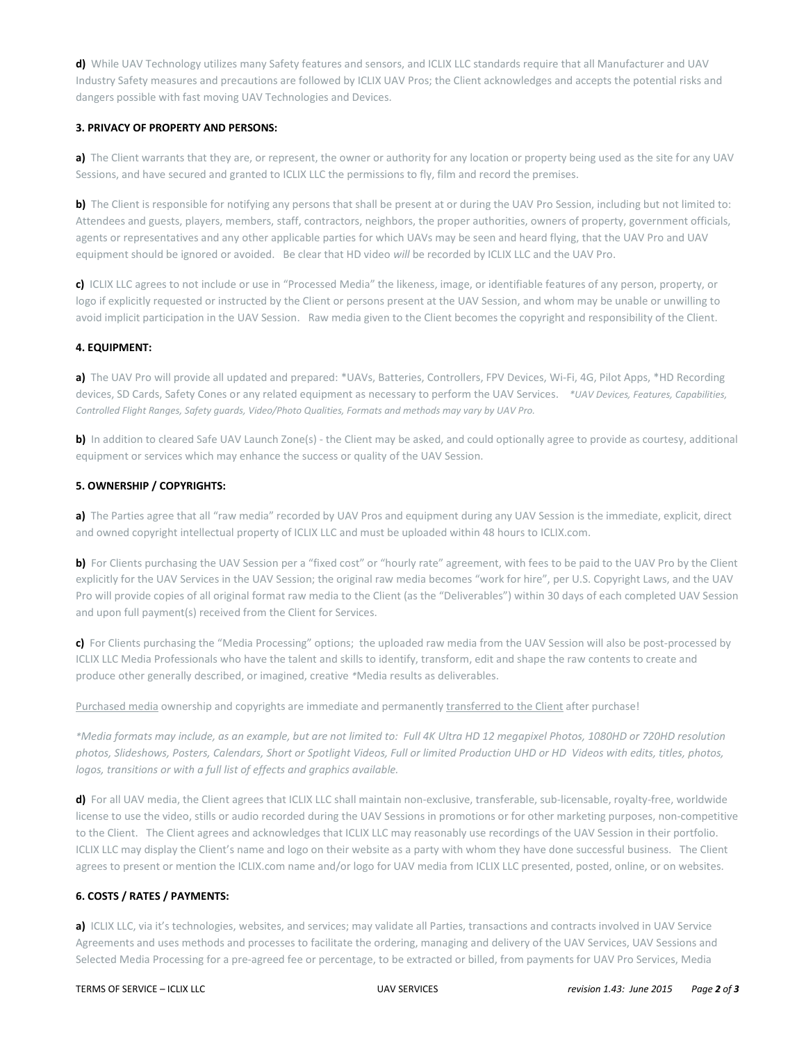**d)** While UAV Technology utilizes many Safety features and sensors, and ICLIX LLC standards require that all Manufacturer and UAV Industry Safety measures and precautions are followed by ICLIX UAV Pros; the Client acknowledges and accepts the potential risks and dangers possible with fast moving UAV Technologies and Devices.

**3. PRIVACY OF PROPERTY AND PERSONS:**

**a)** The Client warrants that they are, or represent, the owner or authority for any location or property being used as the site for any UAV Sessions, and have secured and granted to ICLIX LLC the permissions to fly, film and record the premises.

**b)** The Client is responsible for notifying any persons that shall be present at or during the UAV Pro Session, including but not limited to: Attendees and guests, players, members, staff, contractors, neighbors, the proper authorities, owners of property, government officials, agents or representatives and any other applicable parties for which UAVs may be seen and heard flying, that the UAV Pro and UAV equipment should be ignored or avoided. Be clear that HD video *will* be recorded by ICLIX LLC and the UAV Pro.

**c)** ICLIX LLC agrees to not include or use in "Processed Media" the likeness, image, or identifiable features of any person, property, or logo if explicitly requested or instructed by the Client or persons present at the UAV Session, and whom may be unable or unwilling to avoid implicit participation in the UAV Session. Raw media given to the Client becomes the copyright and responsibility of the Client.

**4. EQUIPMENT:**

**a)** The UAV Pro will provide all updated and prepared: *UAVs, Batteries, Controllers, FPV Devices, Wi-Fi, 4G, Pilot Apps, *HD Recording devices, SD Cards, Safety Cones or any related equipment as necessary to perform the UAV Services. *\*UAV Devices, Features, Capabilities, Controlled Flight Ranges, Safety guards, Video/Photo Qualities, Formats and methods may vary by UAV Pro.*

**b)** In addition to cleared Safe UAV Launch Zone(s) - the Client may be asked, and could optionally agree to provide as courtesy, additional equipment or services which may enhance the success or quality of the UAV Session.

**5. OWNERSHIP / COPYRIGHTS:**

**a)** The Parties agree that all "raw media" recorded by UAV Pros and equipment during any UAV Session is the immediate, explicit, direct and owned copyright intellectual property of ICLIX LLC and must be uploaded within 48 hours to ICLIX.com.

**b)** For Clients purchasing the UAV Session per a "fixed cost" or "hourly rate" agreement, with fees to be paid to the UAV Pro by the Client explicitly for the UAV Services in the UAV Session; the original raw media becomes "work for hire", per U.S. Copyright Laws, and the UAV Pro will provide copies of all original format raw media to the Client (as the "Deliverables") within 30 days of each completed UAV Session and upon full payment(s) received from the Client for Services.

**c)** For Clients purchasing the "Media Processing" options; the uploaded raw media from the UAV Session will also be post-processed by ICLIX LLC Media Professionals who have the talent and skills to identify, transform, edit and shape the raw contents to create and produce other generally described, or imagined, creative *Media results as deliverables.

Purchased media ownership and copyrights are immediate and permanently transferred to the Client after purchase!

*\*Media formats may include, as an example, but are not limited to: Full 4K Ultra HD 12 megapixel Photos, 1080HD or 720HD resolution photos, Slideshows, Posters, Calendars, Short or Spotlight Videos, Full or limited Production UHD or HD Videos with edits, titles, photos, logos, transitions or with a full list of effects and graphics available.*

**d)** For all UAV media, the Client agrees that ICLIX LLC shall maintain non-exclusive, transferable, sub-licensable, royalty-free, worldwide license to use the video, stills or audio recorded during the UAV Sessions in promotions or for other marketing purposes, non-competitive to the Client. The Client agrees and acknowledges that ICLIX LLC may reasonably use recordings of the UAV Session in their portfolio. ICLIX LLC may display the Client's name and logo on their website as a party with whom they have done successful business. The Client agrees to present or mention the ICLIX.com name and/or logo for UAV media from ICLIX LLC presented, posted, online, or on websites.

**6. COSTS / RATES / PAYMENTS:**

**a)** ICLIX LLC, via it's technologies, websites, and services; may validate all Parties, transactions and contracts involved in UAV Service Agreements and uses methods and processes to facilitate the ordering, managing and delivery of the UAV Services, UAV Sessions and Selected Media Processing for a pre-agreed fee or percentage, to be extracted or billed, from payments for UAV Pro Services, Media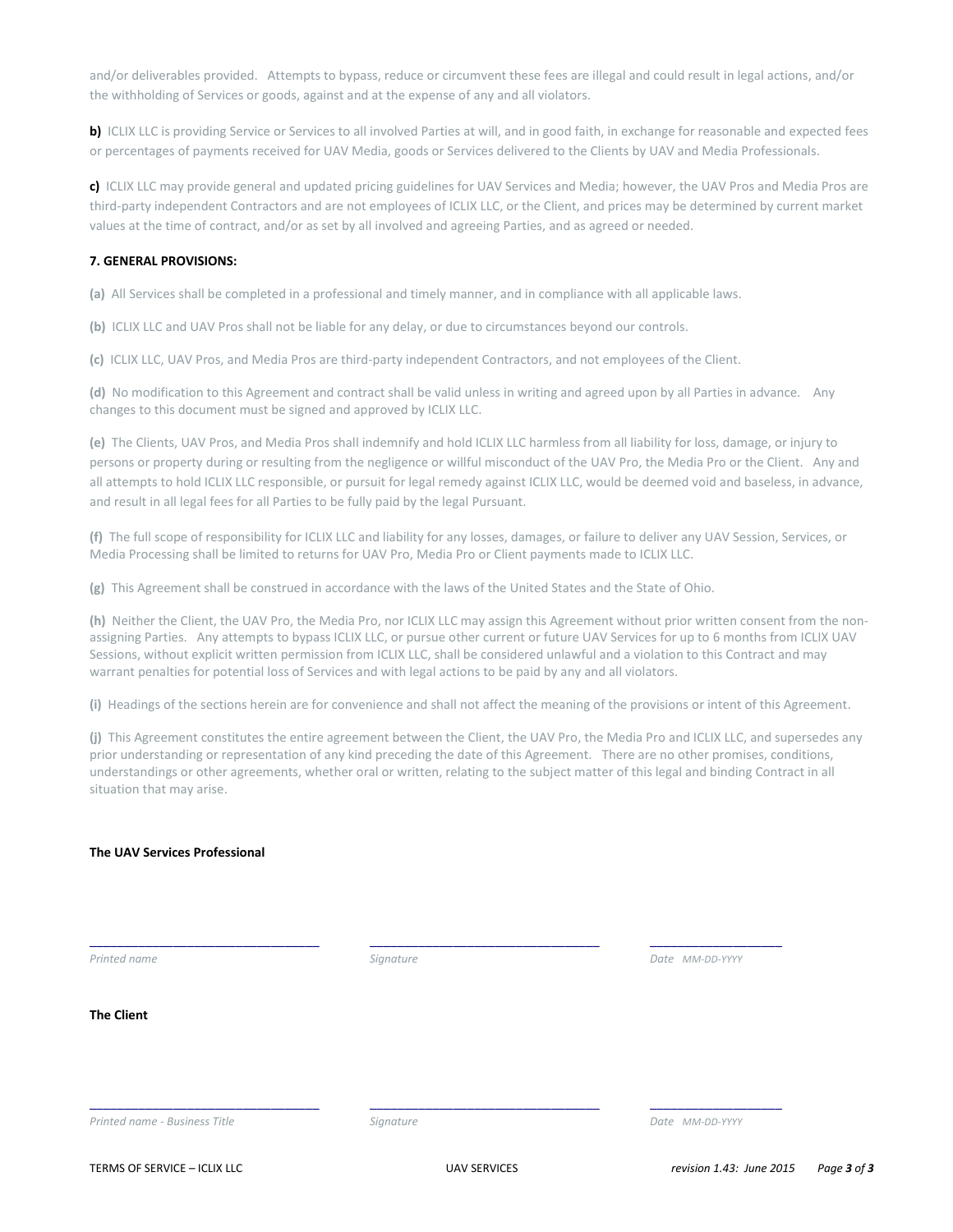and/or deliverables provided. Attempts to bypass, reduce or circumvent these fees are illegal and could result in legal actions, and/or the withholding of Services or goods, against and at the expense of any and all violators.

**b)** ICLIX LLC is providing Service or Services to all involved Parties at will, and in good faith, in exchange for reasonable and expected fees or percentages of payments received for UAV Media, goods or Services delivered to the Clients by UAV and Media Professionals.

**c)** ICLIX LLC may provide general and updated pricing guidelines for UAV Services and Media; however, the UAV Pros and Media Pros are third-party independent Contractors and are not employees of ICLIX LLC, or the Client, and prices may be determined by current market values at the time of contract, and/or as set by all involved and agreeing Parties, and as agreed or needed.

**7. GENERAL PROVISIONS:**

**(a)** All Services shall be completed in a professional and timely manner, and in compliance with all applicable laws.

**(b)** ICLIX LLC and UAV Pros shall not be liable for any delay, or due to circumstances beyond our controls.

**(c)** ICLIX LLC, UAV Pros, and Media Pros are third-party independent Contractors, and not employees of the Client.

**(d)** No modification to this Agreement and contract shall be valid unless in writing and agreed upon by all Parties in advance. Any changes to this document must be signed and approved by ICLIX LLC.

**(e)** The Clients, UAV Pros, and Media Pros shall indemnify and hold ICLIX LLC harmless from all liability for loss, damage, or injury to persons or property during or resulting from the negligence or willful misconduct of the UAV Pro, the Media Pro or the Client. Any and all attempts to hold ICLIX LLC responsible, or pursuit for legal remedy against ICLIX LLC, would be deemed void and baseless, in advance, and result in all legal fees for all Parties to be fully paid by the legal Pursuant.

**(f)** The full scope of responsibility for ICLIX LLC and liability for any losses, damages, or failure to deliver any UAV Session, Services, or Media Processing shall be limited to returns for UAV Pro, Media Pro or Client payments made to ICLIX LLC.

**(g)** This Agreement shall be construed in accordance with the laws of the United States and the State of Ohio.

**(h)** Neither the Client, the UAV Pro, the Media Pro, nor ICLIX LLC may assign this Agreement without prior written consent from the non-assigning Parties. Any attempts to bypass ICLIX LLC, or pursue other current or future UAV Services for up to 6 months from ICLIX UAV Sessions, without explicit written permission from ICLIX LLC, shall be considered unlawful and a violation to this Contract and may warrant penalties for potential loss of Services and with legal actions to be paid by any and all violators.

**(i)** Headings of the sections herein are for convenience and shall not affect the meaning of the provisions or intent of this Agreement.

**(j)** This Agreement constitutes the entire agreement between the Client, the UAV Pro, the Media Pro and ICLIX LLC, and supersedes any prior understanding or representation of any kind preceding the date of this Agreement. There are no other promises, conditions, understandings or other agreements, whether oral or written, relating to the subject matter of this legal and binding Contract in all situation that may arise.

**The UAV Services Professional**

\_\_\_\_\_\_\_\_\_\_\_\_\_\_\_\_\_\_\_\_\_\_\_\_\_\_\_\_\_\_ \_\_\_\_\_\_\_\_\_\_\_\_\_\_\_\_\_\_\_\_\_\_\_\_\_\_\_\_\_\_ \_\_\_\_\_\_\_\_\_\_\_\_\_\_\_\_\_\_

*Printed name* *Signature* *Date MM-DD-YYYY*

**The Client**

\_\_\_\_\_\_\_\_\_\_\_\_\_\_\_\_\_\_\_\_\_\_\_\_\_\_\_\_\_\_ \_\_\_\_\_\_\_\_\_\_\_\_\_\_\_\_\_\_\_\_\_\_\_\_\_\_\_\_\_\_ \_\_\_\_\_\_\_\_\_\_\_\_\_\_\_\_\_\_

*Printed name - Business Title* *Signature* *Date MM-DD-YYYY*